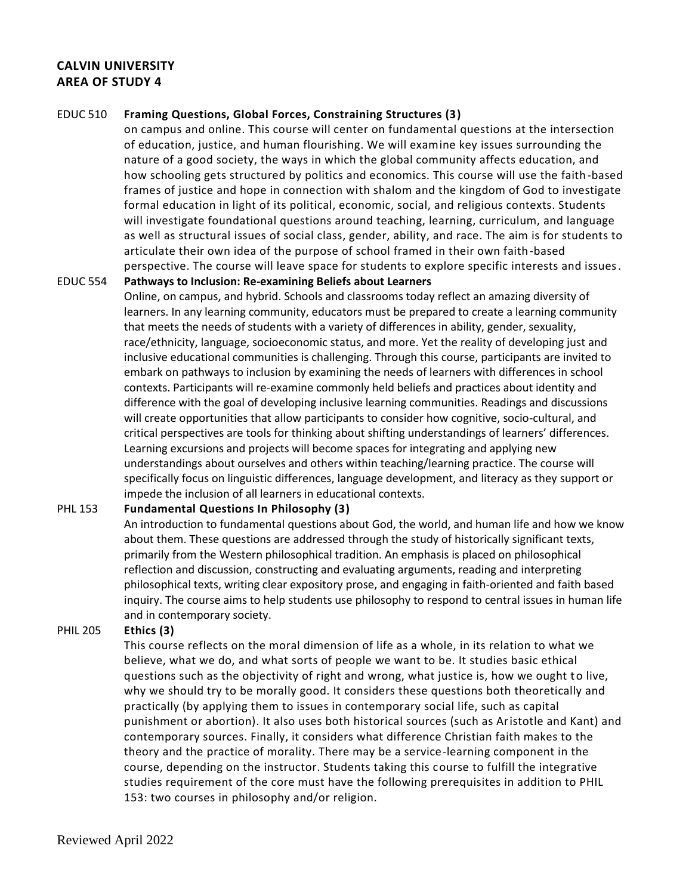**CALVIN UNIVERSITY**
**AREA OF STUDY 4**

EDUC 510 **Framing Questions, Global Forces, Constraining Structures (3)**

on campus and online. This course will center on fundamental questions at the intersection of education, justice, and human flourishing. We will examine key issues surrounding the nature of a good society, the ways in which the global community affects education, and how schooling gets structured by politics and economics. This course will use the faith-based frames of justice and hope in connection with shalom and the kingdom of God to investigate formal education in light of its political, economic, social, and religious contexts. Students will investigate foundational questions around teaching, learning, curriculum, and language as well as structural issues of social class, gender, ability, and race. The aim is for students to articulate their own idea of the purpose of school framed in their own faith-based perspective. The course will leave space for students to explore specific interests and issues.

EDUC 554 **Pathways to Inclusion: Re-examining Beliefs about Learners**

Online, on campus, and hybrid. Schools and classrooms today reflect an amazing diversity of learners. In any learning community, educators must be prepared to create a learning community that meets the needs of students with a variety of differences in ability, gender, sexuality, race/ethnicity, language, socioeconomic status, and more. Yet the reality of developing just and inclusive educational communities is challenging. Through this course, participants are invited to embark on pathways to inclusion by examining the needs of learners with differences in school contexts. Participants will re-examine commonly held beliefs and practices about identity and difference with the goal of developing inclusive learning communities. Readings and discussions will create opportunities that allow participants to consider how cognitive, socio-cultural, and critical perspectives are tools for thinking about shifting understandings of learners' differences. Learning excursions and projects will become spaces for integrating and applying new understandings about ourselves and others within teaching/learning practice. The course will specifically focus on linguistic differences, language development, and literacy as they support or impede the inclusion of all learners in educational contexts.

PHL 153 **Fundamental Questions In Philosophy (3)**

An introduction to fundamental questions about God, the world, and human life and how we know about them. These questions are addressed through the study of historically significant texts, primarily from the Western philosophical tradition. An emphasis is placed on philosophical reflection and discussion, constructing and evaluating arguments, reading and interpreting philosophical texts, writing clear expository prose, and engaging in faith-oriented and faith based inquiry. The course aims to help students use philosophy to respond to central issues in human life and in contemporary society.

PHIL 205 **Ethics (3)**

This course reflects on the moral dimension of life as a whole, in its relation to what we believe, what we do, and what sorts of people we want to be. It studies basic ethical questions such as the objectivity of right and wrong, what justice is, how we ought to live, why we should try to be morally good. It considers these questions both theoretically and practically (by applying them to issues in contemporary social life, such as capital punishment or abortion). It also uses both historical sources (such as Aristotle and Kant) and contemporary sources. Finally, it considers what difference Christian faith makes to the theory and the practice of morality. There may be a service-learning component in the course, depending on the instructor. Students taking this course to fulfill the integrative studies requirement of the core must have the following prerequisites in addition to PHIL 153: two courses in philosophy and/or religion.

Reviewed April 2022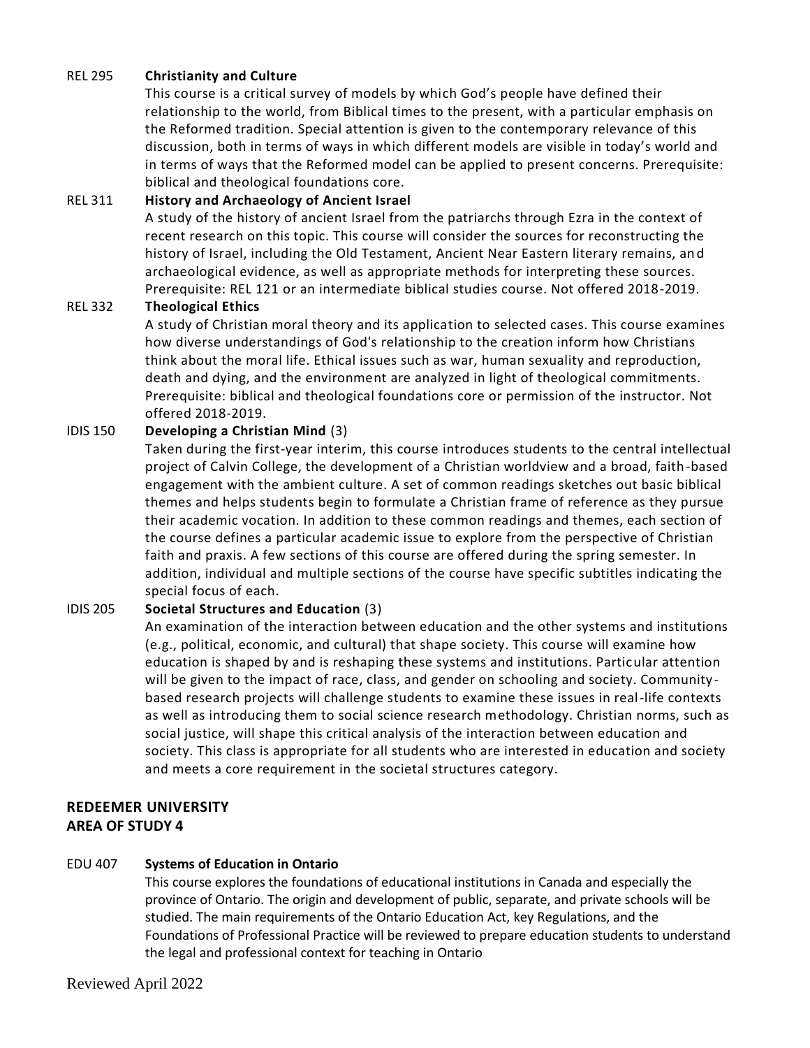**REL 295 Christianity and Culture**

This course is a critical survey of models by which God's people have defined their relationship to the world, from Biblical times to the present, with a particular emphasis on the Reformed tradition. Special attention is given to the contemporary relevance of this discussion, both in terms of ways in which different models are visible in today's world and in terms of ways that the Reformed model can be applied to present concerns. Prerequisite: biblical and theological foundations core.

**REL 311 History and Archaeology of Ancient Israel**

A study of the history of ancient Israel from the patriarchs through Ezra in the context of recent research on this topic. This course will consider the sources for reconstructing the history of Israel, including the Old Testament, Ancient Near Eastern literary remains, and archaeological evidence, as well as appropriate methods for interpreting these sources. Prerequisite: REL 121 or an intermediate biblical studies course. Not offered 2018-2019.

**REL 332 Theological Ethics**

A study of Christian moral theory and its application to selected cases. This course examines how diverse understandings of God's relationship to the creation inform how Christians think about the moral life. Ethical issues such as war, human sexuality and reproduction, death and dying, and the environment are analyzed in light of theological commitments. Prerequisite: biblical and theological foundations core or permission of the instructor. Not offered 2018-2019.

**IDIS 150 Developing a Christian Mind** (3)

Taken during the first-year interim, this course introduces students to the central intellectual project of Calvin College, the development of a Christian worldview and a broad, faith-based engagement with the ambient culture. A set of common readings sketches out basic biblical themes and helps students begin to formulate a Christian frame of reference as they pursue their academic vocation. In addition to these common readings and themes, each section of the course defines a particular academic issue to explore from the perspective of Christian faith and praxis. A few sections of this course are offered during the spring semester. In addition, individual and multiple sections of the course have specific subtitles indicating the special focus of each.

**IDIS 205 Societal Structures and Education** (3)

An examination of the interaction between education and the other systems and institutions (e.g., political, economic, and cultural) that shape society. This course will examine how education is shaped by and is reshaping these systems and institutions. Particular attention will be given to the impact of race, class, and gender on schooling and society. Community-based research projects will challenge students to examine these issues in real-life contexts as well as introducing them to social science research methodology. Christian norms, such as social justice, will shape this critical analysis of the interaction between education and society. This class is appropriate for all students who are interested in education and society and meets a core requirement in the societal structures category.

## REDEEMER UNIVERSITY
## AREA OF STUDY 4

**EDU 407 Systems of Education in Ontario**

This course explores the foundations of educational institutions in Canada and especially the province of Ontario. The origin and development of public, separate, and private schools will be studied. The main requirements of the Ontario Education Act, key Regulations, and the Foundations of Professional Practice will be reviewed to prepare education students to understand the legal and professional context for teaching in Ontario

Reviewed April 2022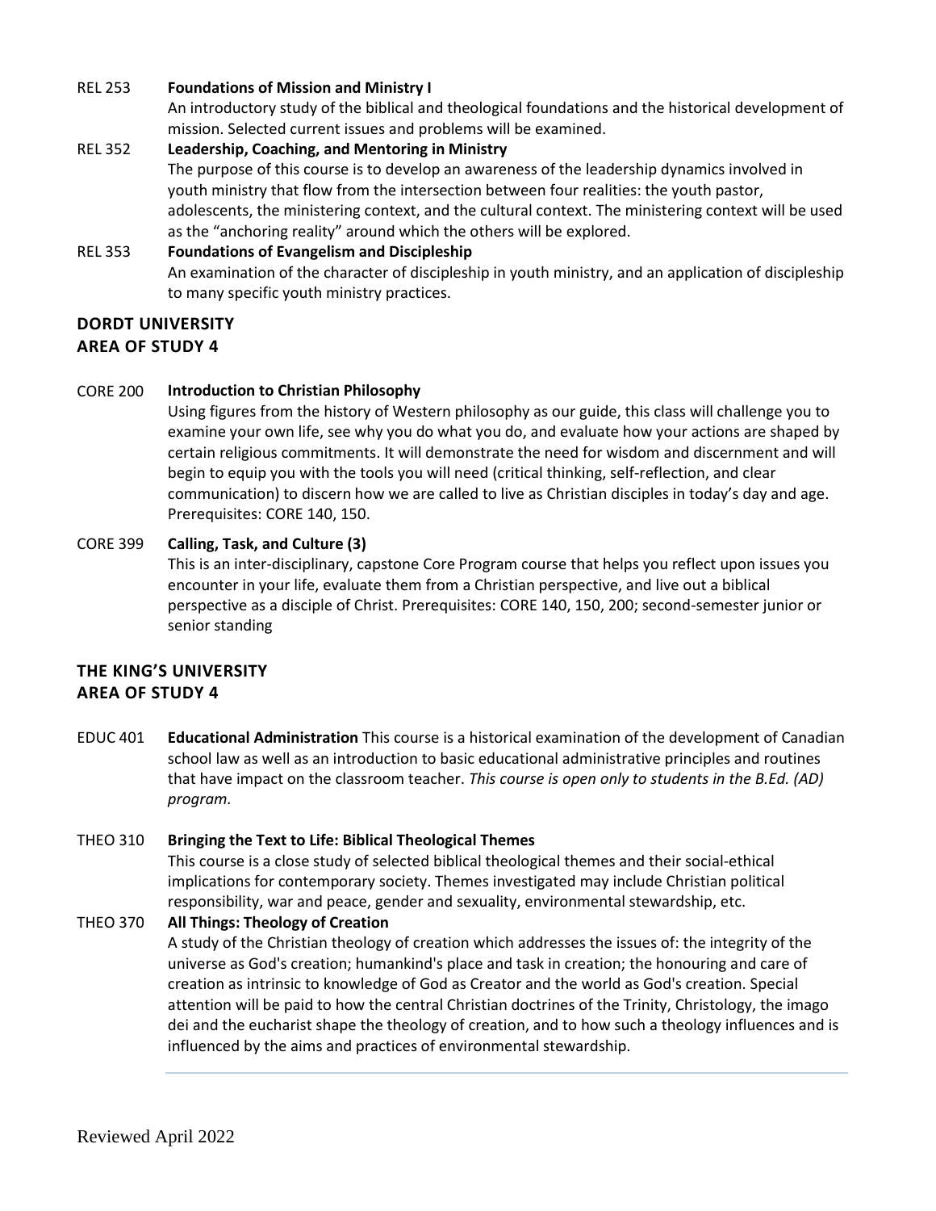REL 253 **Foundations of Mission and Ministry I**
An introductory study of the biblical and theological foundations and the historical development of mission. Selected current issues and problems will be examined.

REL 352 **Leadership, Coaching, and Mentoring in Ministry**
The purpose of this course is to develop an awareness of the leadership dynamics involved in youth ministry that flow from the intersection between four realities: the youth pastor, adolescents, the ministering context, and the cultural context. The ministering context will be used as the "anchoring reality" around which the others will be explored.

REL 353 **Foundations of Evangelism and Discipleship**
An examination of the character of discipleship in youth ministry, and an application of discipleship to many specific youth ministry practices.

## DORDT UNIVERSITY
## AREA OF STUDY 4

CORE 200 **Introduction to Christian Philosophy**
Using figures from the history of Western philosophy as our guide, this class will challenge you to examine your own life, see why you do what you do, and evaluate how your actions are shaped by certain religious commitments. It will demonstrate the need for wisdom and discernment and will begin to equip you with the tools you will need (critical thinking, self-reflection, and clear communication) to discern how we are called to live as Christian disciples in today's day and age. Prerequisites: CORE 140, 150.

CORE 399 **Calling, Task, and Culture (3)**
This is an inter-disciplinary, capstone Core Program course that helps you reflect upon issues you encounter in your life, evaluate them from a Christian perspective, and live out a biblical perspective as a disciple of Christ. Prerequisites: CORE 140, 150, 200; second-semester junior or senior standing

## THE KING'S UNIVERSITY
## AREA OF STUDY 4

EDUC 401 **Educational Administration** This course is a historical examination of the development of Canadian school law as well as an introduction to basic educational administrative principles and routines that have impact on the classroom teacher. *This course is open only to students in the B.Ed. (AD) program.*

THEO 310 **Bringing the Text to Life: Biblical Theological Themes**
This course is a close study of selected biblical theological themes and their social-ethical implications for contemporary society. Themes investigated may include Christian political responsibility, war and peace, gender and sexuality, environmental stewardship, etc.

THEO 370 **All Things: Theology of Creation**
A study of the Christian theology of creation which addresses the issues of: the integrity of the universe as God's creation; humankind's place and task in creation; the honouring and care of creation as intrinsic to knowledge of God as Creator and the world as God's creation. Special attention will be paid to how the central Christian doctrines of the Trinity, Christology, the imago dei and the eucharist shape the theology of creation, and to how such a theology influences and is influenced by the aims and practices of environmental stewardship.

Reviewed April 2022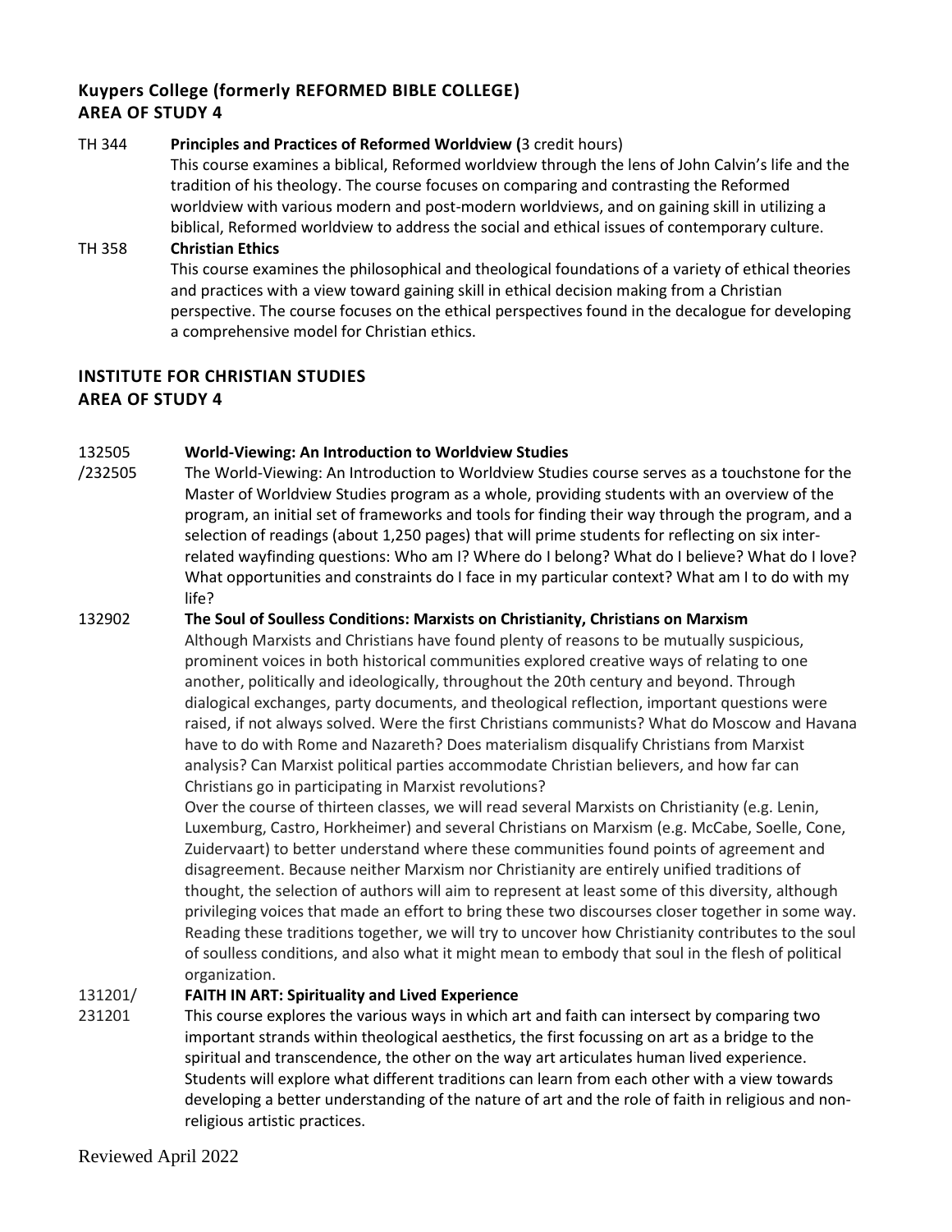## Kuypers College (formerly REFORMED BIBLE COLLEGE)
## AREA OF STUDY 4

**TH 344 Principles and Practices of Reformed Worldview (**3 credit hours)

This course examines a biblical, Reformed worldview through the lens of John Calvin's life and the tradition of his theology. The course focuses on comparing and contrasting the Reformed worldview with various modern and post-modern worldviews, and on gaining skill in utilizing a biblical, Reformed worldview to address the social and ethical issues of contemporary culture.

**TH 358 Christian Ethics**

This course examines the philosophical and theological foundations of a variety of ethical theories and practices with a view toward gaining skill in ethical decision making from a Christian perspective. The course focuses on the ethical perspectives found in the decalogue for developing a comprehensive model for Christian ethics.

## INSTITUTE FOR CHRISTIAN STUDIES
## AREA OF STUDY 4

**132505 /232505 World-Viewing: An Introduction to Worldview Studies**

The World-Viewing: An Introduction to Worldview Studies course serves as a touchstone for the Master of Worldview Studies program as a whole, providing students with an overview of the program, an initial set of frameworks and tools for finding their way through the program, and a selection of readings (about 1,250 pages) that will prime students for reflecting on six inter-related wayfinding questions: Who am I? Where do I belong? What do I believe? What do I love? What opportunities and constraints do I face in my particular context? What am I to do with my life?

**132902 The Soul of Soulless Conditions: Marxists on Christianity, Christians on Marxism**

Although Marxists and Christians have found plenty of reasons to be mutually suspicious, prominent voices in both historical communities explored creative ways of relating to one another, politically and ideologically, throughout the 20th century and beyond. Through dialogical exchanges, party documents, and theological reflection, important questions were raised, if not always solved. Were the first Christians communists? What do Moscow and Havana have to do with Rome and Nazareth? Does materialism disqualify Christians from Marxist analysis? Can Marxist political parties accommodate Christian believers, and how far can Christians go in participating in Marxist revolutions?

Over the course of thirteen classes, we will read several Marxists on Christianity (e.g. Lenin, Luxemburg, Castro, Horkheimer) and several Christians on Marxism (e.g. McCabe, Soelle, Cone, Zuidervaart) to better understand where these communities found points of agreement and disagreement. Because neither Marxism nor Christianity are entirely unified traditions of thought, the selection of authors will aim to represent at least some of this diversity, although privileging voices that made an effort to bring these two discourses closer together in some way. Reading these traditions together, we will try to uncover how Christianity contributes to the soul of soulless conditions, and also what it might mean to embody that soul in the flesh of political organization.

**131201/ 231201 FAITH IN ART: Spirituality and Lived Experience**

This course explores the various ways in which art and faith can intersect by comparing two important strands within theological aesthetics, the first focussing on art as a bridge to the spiritual and transcendence, the other on the way art articulates human lived experience. Students will explore what different traditions can learn from each other with a view towards developing a better understanding of the nature of art and the role of faith in religious and non-religious artistic practices.

Reviewed April 2022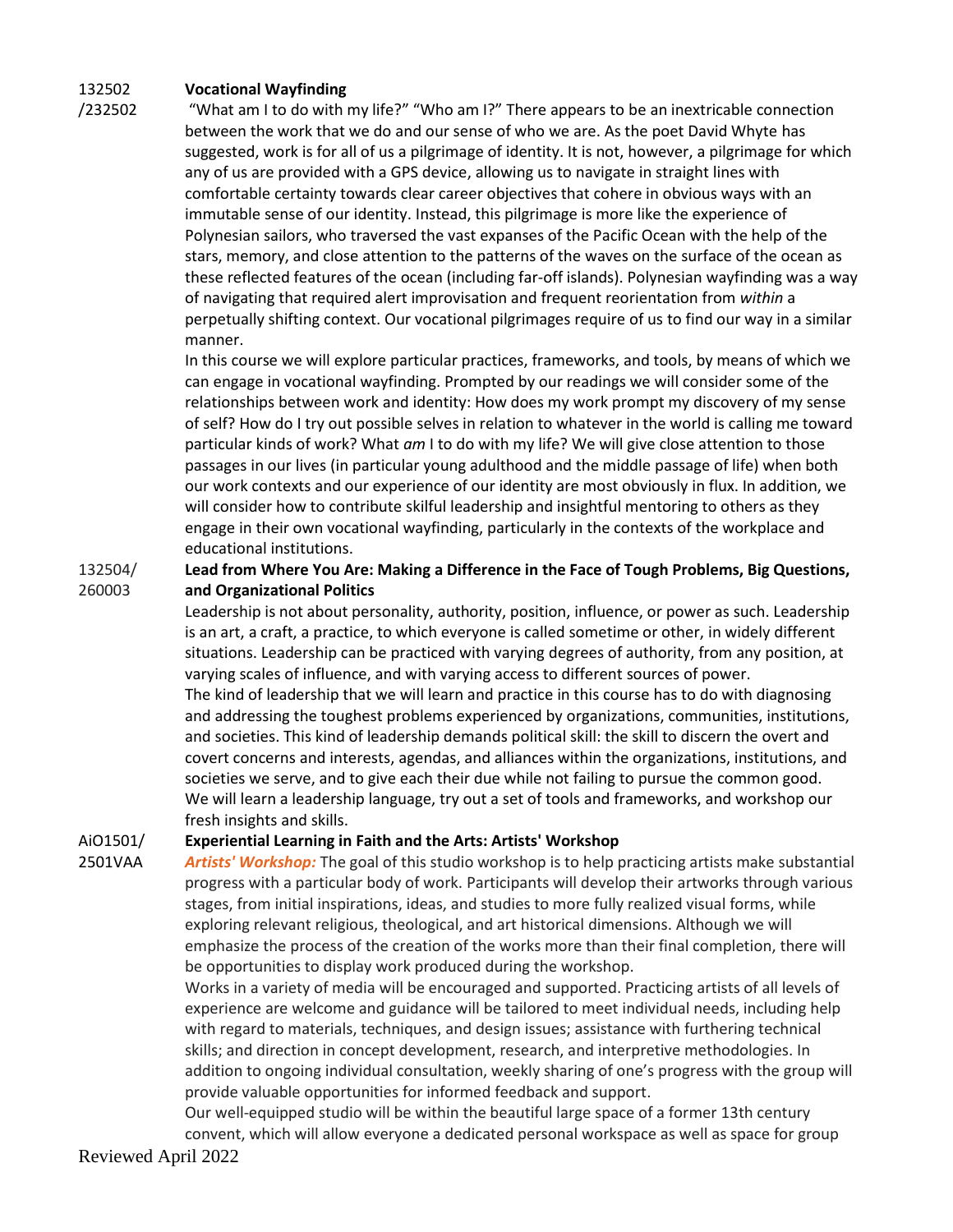132502 /232502 **Vocational Wayfinding**

"What am I to do with my life?" "Who am I?" There appears to be an inextricable connection between the work that we do and our sense of who we are. As the poet David Whyte has suggested, work is for all of us a pilgrimage of identity. It is not, however, a pilgrimage for which any of us are provided with a GPS device, allowing us to navigate in straight lines with comfortable certainty towards clear career objectives that cohere in obvious ways with an immutable sense of our identity. Instead, this pilgrimage is more like the experience of Polynesian sailors, who traversed the vast expanses of the Pacific Ocean with the help of the stars, memory, and close attention to the patterns of the waves on the surface of the ocean as these reflected features of the ocean (including far-off islands). Polynesian wayfinding was a way of navigating that required alert improvisation and frequent reorientation from *within* a perpetually shifting context. Our vocational pilgrimages require of us to find our way in a similar manner.

In this course we will explore particular practices, frameworks, and tools, by means of which we can engage in vocational wayfinding. Prompted by our readings we will consider some of the relationships between work and identity: How does my work prompt my discovery of my sense of self? How do I try out possible selves in relation to whatever in the world is calling me toward particular kinds of work? What *am* I to do with my life? We will give close attention to those passages in our lives (in particular young adulthood and the middle passage of life) when both our work contexts and our experience of our identity are most obviously in flux. In addition, we will consider how to contribute skilful leadership and insightful mentoring to others as they engage in their own vocational wayfinding, particularly in the contexts of the workplace and educational institutions.

132504/ 260003 **Lead from Where You Are: Making a Difference in the Face of Tough Problems, Big Questions, and Organizational Politics**

Leadership is not about personality, authority, position, influence, or power as such. Leadership is an art, a craft, a practice, to which everyone is called sometime or other, in widely different situations. Leadership can be practiced with varying degrees of authority, from any position, at varying scales of influence, and with varying access to different sources of power.

The kind of leadership that we will learn and practice in this course has to do with diagnosing and addressing the toughest problems experienced by organizations, communities, institutions, and societies. This kind of leadership demands political skill: the skill to discern the overt and covert concerns and interests, agendas, and alliances within the organizations, institutions, and societies we serve, and to give each their due while not failing to pursue the common good.

We will learn a leadership language, try out a set of tools and frameworks, and workshop our fresh insights and skills.

AiO1501/ 2501VAA **Experiential Learning in Faith and the Arts: Artists' Workshop**

***Artists' Workshop:*** The goal of this studio workshop is to help practicing artists make substantial progress with a particular body of work. Participants will develop their artworks through various stages, from initial inspirations, ideas, and studies to more fully realized visual forms, while exploring relevant religious, theological, and art historical dimensions. Although we will emphasize the process of the creation of the works more than their final completion, there will be opportunities to display work produced during the workshop.

Works in a variety of media will be encouraged and supported. Practicing artists of all levels of experience are welcome and guidance will be tailored to meet individual needs, including help with regard to materials, techniques, and design issues; assistance with furthering technical skills; and direction in concept development, research, and interpretive methodologies. In addition to ongoing individual consultation, weekly sharing of one's progress with the group will provide valuable opportunities for informed feedback and support.

Our well-equipped studio will be within the beautiful large space of a former 13th century convent, which will allow everyone a dedicated personal workspace as well as space for group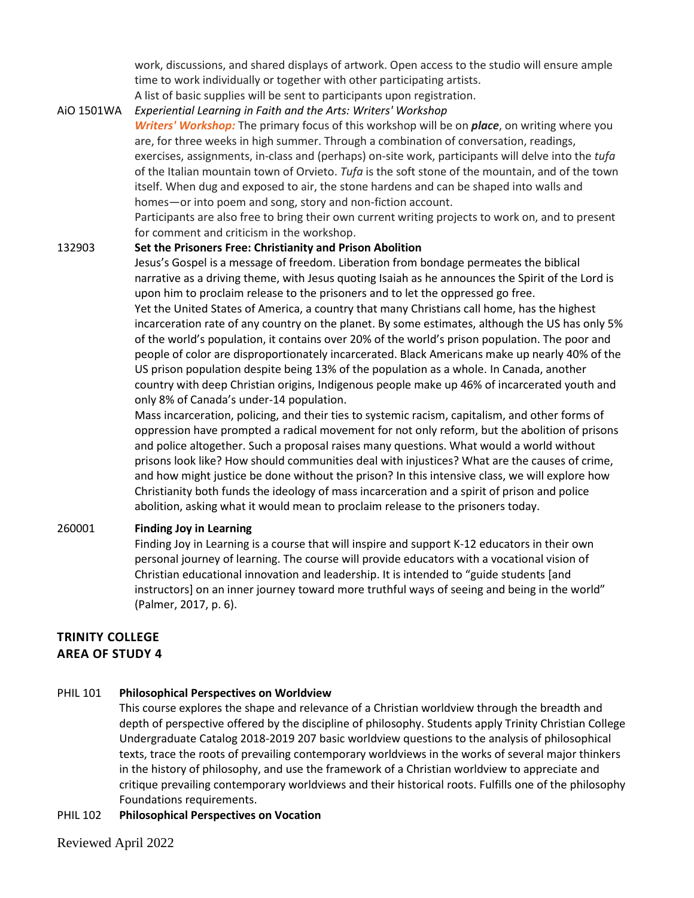work, discussions, and shared displays of artwork. Open access to the studio will ensure ample time to work individually or together with other participating artists.

A list of basic supplies will be sent to participants upon registration.

AiO 1501WA *Experiential Learning in Faith and the Arts: Writers' Workshop*

***Writers' Workshop:*** The primary focus of this workshop will be on ***place***, on writing where you are, for three weeks in high summer. Through a combination of conversation, readings, exercises, assignments, in-class and (perhaps) on-site work, participants will delve into the *tufa* of the Italian mountain town of Orvieto. *Tufa* is the soft stone of the mountain, and of the town itself. When dug and exposed to air, the stone hardens and can be shaped into walls and homes—or into poem and song, story and non-fiction account.

Participants are also free to bring their own current writing projects to work on, and to present for comment and criticism in the workshop.

132903 **Set the Prisoners Free: Christianity and Prison Abolition**

Jesus's Gospel is a message of freedom. Liberation from bondage permeates the biblical narrative as a driving theme, with Jesus quoting Isaiah as he announces the Spirit of the Lord is upon him to proclaim release to the prisoners and to let the oppressed go free.

Yet the United States of America, a country that many Christians call home, has the highest incarceration rate of any country on the planet. By some estimates, although the US has only 5% of the world's population, it contains over 20% of the world's prison population. The poor and people of color are disproportionately incarcerated. Black Americans make up nearly 40% of the US prison population despite being 13% of the population as a whole. In Canada, another country with deep Christian origins, Indigenous people make up 46% of incarcerated youth and only 8% of Canada's under-14 population.

Mass incarceration, policing, and their ties to systemic racism, capitalism, and other forms of oppression have prompted a radical movement for not only reform, but the abolition of prisons and police altogether. Such a proposal raises many questions. What would a world without prisons look like? How should communities deal with injustices? What are the causes of crime, and how might justice be done without the prison? In this intensive class, we will explore how Christianity both funds the ideology of mass incarceration and a spirit of prison and police abolition, asking what it would mean to proclaim release to the prisoners today.

260001 **Finding Joy in Learning**

Finding Joy in Learning is a course that will inspire and support K-12 educators in their own personal journey of learning. The course will provide educators with a vocational vision of Christian educational innovation and leadership. It is intended to "guide students [and instructors] on an inner journey toward more truthful ways of seeing and being in the world" (Palmer, 2017, p. 6).

## TRINITY COLLEGE
## AREA OF STUDY 4

PHIL 101 **Philosophical Perspectives on Worldview**

This course explores the shape and relevance of a Christian worldview through the breadth and depth of perspective offered by the discipline of philosophy. Students apply Trinity Christian College Undergraduate Catalog 2018-2019 207 basic worldview questions to the analysis of philosophical texts, trace the roots of prevailing contemporary worldviews in the works of several major thinkers in the history of philosophy, and use the framework of a Christian worldview to appreciate and critique prevailing contemporary worldviews and their historical roots. Fulfills one of the philosophy Foundations requirements.

PHIL 102 **Philosophical Perspectives on Vocation**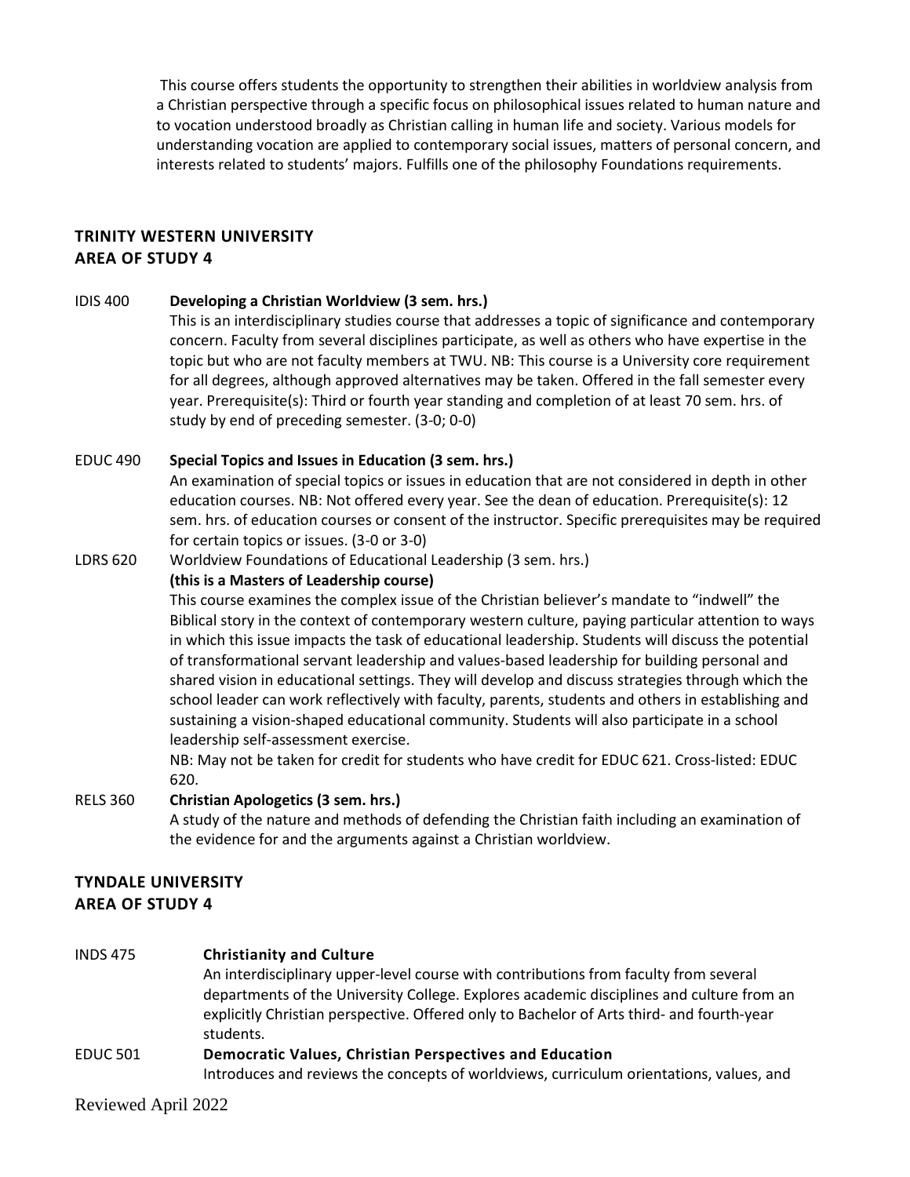This course offers students the opportunity to strengthen their abilities in worldview analysis from a Christian perspective through a specific focus on philosophical issues related to human nature and to vocation understood broadly as Christian calling in human life and society. Various models for understanding vocation are applied to contemporary social issues, matters of personal concern, and interests related to students' majors. Fulfills one of the philosophy Foundations requirements.

## TRINITY WESTERN UNIVERSITY
## AREA OF STUDY 4

IDIS 400 **Developing a Christian Worldview (3 sem. hrs.)**
This is an interdisciplinary studies course that addresses a topic of significance and contemporary concern. Faculty from several disciplines participate, as well as others who have expertise in the topic but who are not faculty members at TWU. NB: This course is a University core requirement for all degrees, although approved alternatives may be taken. Offered in the fall semester every year. Prerequisite(s): Third or fourth year standing and completion of at least 70 sem. hrs. of study by end of preceding semester. (3-0; 0-0)

EDUC 490 **Special Topics and Issues in Education (3 sem. hrs.)**
An examination of special topics or issues in education that are not considered in depth in other education courses. NB: Not offered every year. See the dean of education. Prerequisite(s): 12 sem. hrs. of education courses or consent of the instructor. Specific prerequisites may be required for certain topics or issues. (3-0 or 3-0)

LDRS 620 Worldview Foundations of Educational Leadership (3 sem. hrs.)
**(this is a Masters of Leadership course)**
This course examines the complex issue of the Christian believer's mandate to "indwell" the Biblical story in the context of contemporary western culture, paying particular attention to ways in which this issue impacts the task of educational leadership. Students will discuss the potential of transformational servant leadership and values-based leadership for building personal and shared vision in educational settings. They will develop and discuss strategies through which the school leader can work reflectively with faculty, parents, students and others in establishing and sustaining a vision-shaped educational community. Students will also participate in a school leadership self-assessment exercise.
NB: May not be taken for credit for students who have credit for EDUC 621. Cross-listed: EDUC 620.

RELS 360 **Christian Apologetics (3 sem. hrs.)**
A study of the nature and methods of defending the Christian faith including an examination of the evidence for and the arguments against a Christian worldview.

## TYNDALE UNIVERSITY
## AREA OF STUDY 4

INDS 475 **Christianity and Culture**
An interdisciplinary upper-level course with contributions from faculty from several departments of the University College. Explores academic disciplines and culture from an explicitly Christian perspective. Offered only to Bachelor of Arts third- and fourth-year students.

EDUC 501 **Democratic Values, Christian Perspectives and Education**
Introduces and reviews the concepts of worldviews, curriculum orientations, values, and

Reviewed April 2022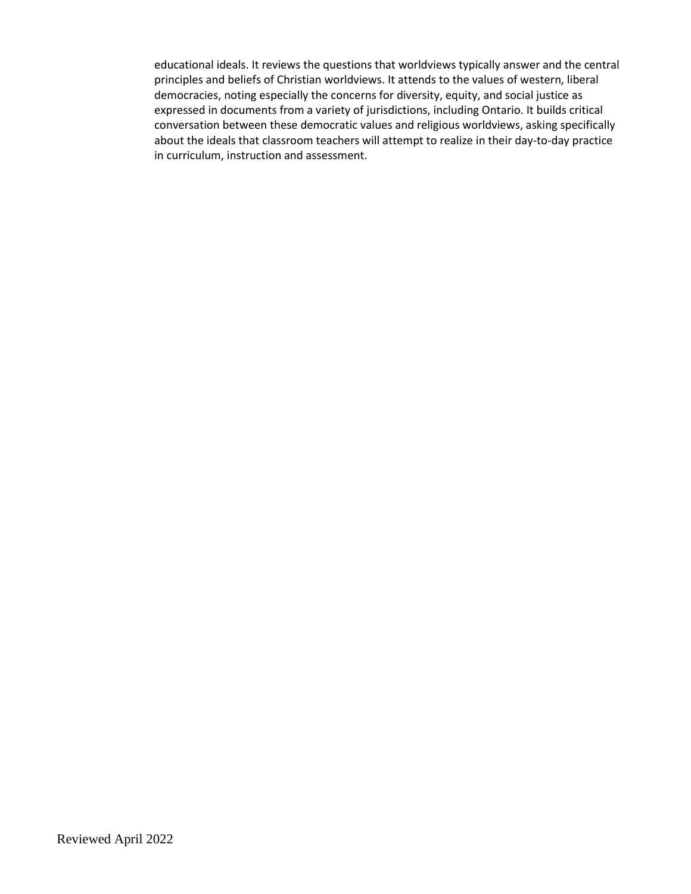educational ideals. It reviews the questions that worldviews typically answer and the central principles and beliefs of Christian worldviews. It attends to the values of western, liberal democracies, noting especially the concerns for diversity, equity, and social justice as expressed in documents from a variety of jurisdictions, including Ontario. It builds critical conversation between these democratic values and religious worldviews, asking specifically about the ideals that classroom teachers will attempt to realize in their day-to-day practice in curriculum, instruction and assessment.

Reviewed April 2022